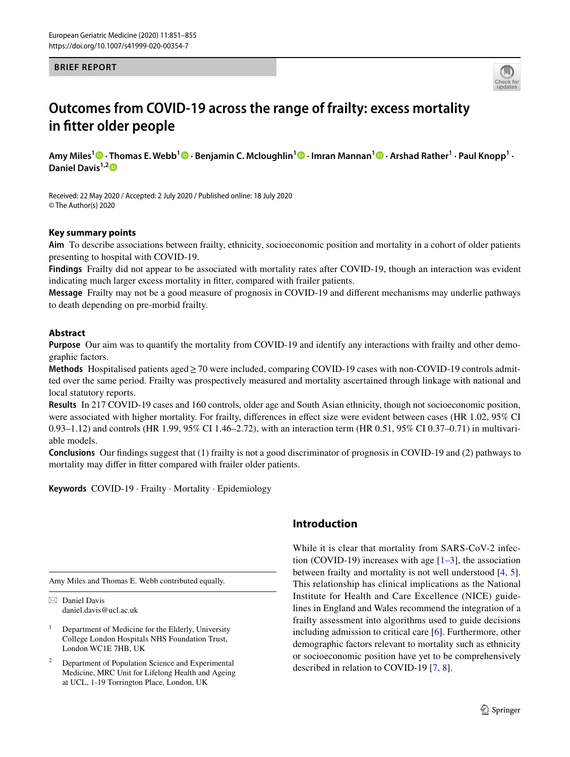**BRIEF REPORT**

# Outcomes from COVID-19 across the range of frailty: excess mortality in fitter older people

**Amy Miles[1] · Thomas E. Webb[1] · Benjamin C. Mcloughlin[1] · Imran Mannan[1] · Arshad Rather[1] · Paul Knopp[1] · Daniel Davis[1,2]**

Received: 22 May 2020 / Accepted: 2 July 2020 / Published online: 18 July 2020
© The Author(s) 2020

### Key summary points

**Aim** To describe associations between frailty, ethnicity, socioeconomic position and mortality in a cohort of older patients presenting to hospital with COVID-19.

**Findings** Frailty did not appear to be associated with mortality rates after COVID-19, though an interaction was evident indicating much larger excess mortality in fitter, compared with frailer patients.

**Message** Frailty may not be a good measure of prognosis in COVID-19 and different mechanisms may underlie pathways to death depending on pre-morbid frailty.

### Abstract

**Purpose** Our aim was to quantify the mortality from COVID-19 and identify any interactions with frailty and other demographic factors.

**Methods** Hospitalised patients aged ≥ 70 were included, comparing COVID-19 cases with non-COVID-19 controls admitted over the same period. Frailty was prospectively measured and mortality ascertained through linkage with national and local statutory reports.

**Results** In 217 COVID-19 cases and 160 controls, older age and South Asian ethnicity, though not socioeconomic position, were associated with higher mortality. For frailty, differences in effect size were evident between cases (HR 1.02, 95% CI 0.93–1.12) and controls (HR 1.99, 95% CI 1.46–2.72), with an interaction term (HR 0.51, 95% CI 0.37–0.71) in multivariable models.

**Conclusions** Our findings suggest that (1) frailty is not a good discriminator of prognosis in COVID-19 and (2) pathways to mortality may differ in fitter compared with frailer older patients.

**Keywords** COVID-19 · Frailty · Mortality · Epidemiology

## Introduction

While it is clear that mortality from SARS-CoV-2 infection (COVID-19) increases with age [1–3], the association between frailty and mortality is not well understood [4, 5]. This relationship has clinical implications as the National Institute for Health and Care Excellence (NICE) guidelines in England and Wales recommend the integration of a frailty assessment into algorithms used to guide decisions including admission to critical care [6]. Furthermore, other demographic factors relevant to mortality such as ethnicity or socioeconomic position have yet to be comprehensively described in relation to COVID-19 [7, 8].

---

Amy Miles and Thomas E. Webb contributed equally.

✉ Daniel Davis
daniel.davis@ucl.ac.uk

[1] Department of Medicine for the Elderly, University College London Hospitals NHS Foundation Trust, London WC1E 7HB, UK

[2] Department of Population Science and Experimental Medicine, MRC Unit for Lifelong Health and Ageing at UCL, 1-19 Torrington Place, London, UK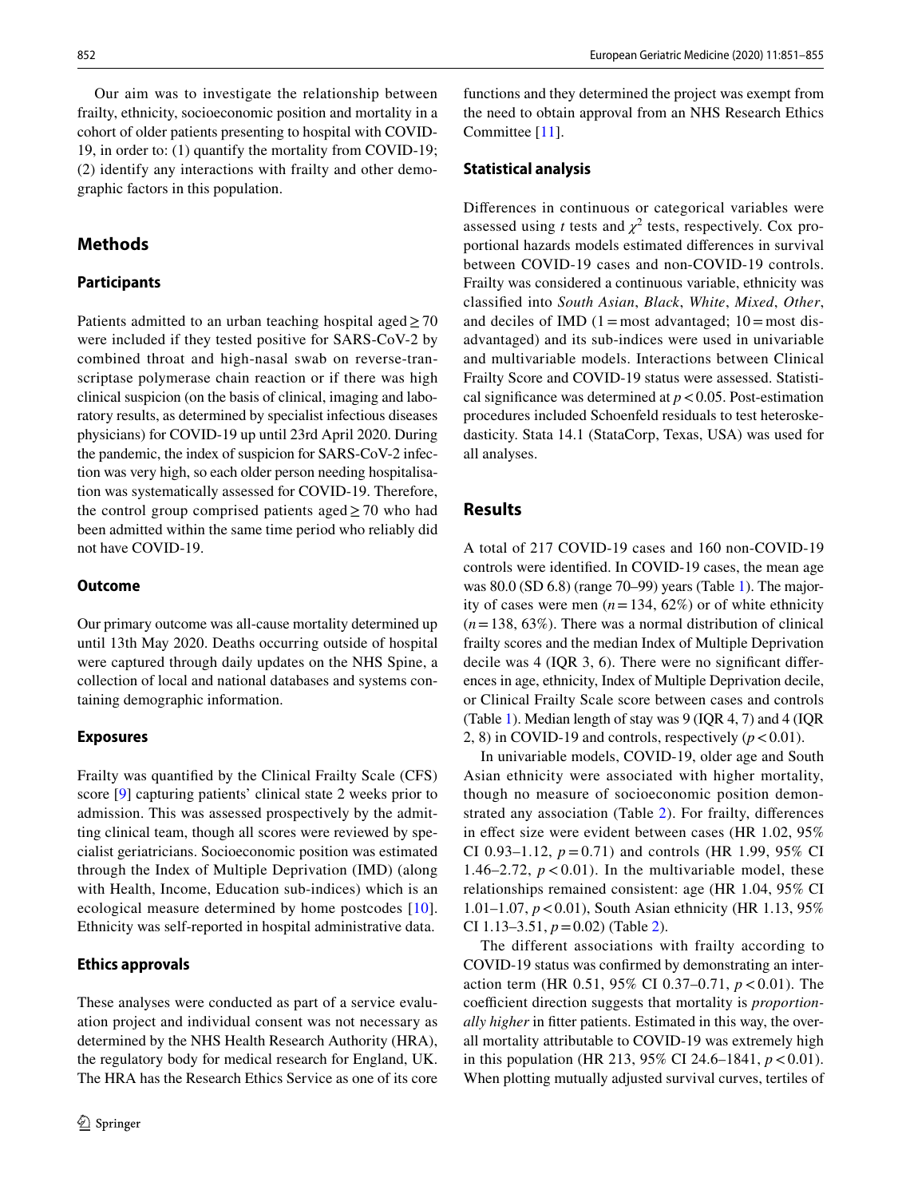Our aim was to investigate the relationship between frailty, ethnicity, socioeconomic position and mortality in a cohort of older patients presenting to hospital with COVID-19, in order to: (1) quantify the mortality from COVID-19; (2) identify any interactions with frailty and other demographic factors in this population.

## Methods

### Participants

Patients admitted to an urban teaching hospital aged ≥ 70 were included if they tested positive for SARS-CoV-2 by combined throat and high-nasal swab on reverse-transcriptase polymerase chain reaction or if there was high clinical suspicion (on the basis of clinical, imaging and laboratory results, as determined by specialist infectious diseases physicians) for COVID-19 up until 23rd April 2020. During the pandemic, the index of suspicion for SARS-CoV-2 infection was very high, so each older person needing hospitalisation was systematically assessed for COVID-19. Therefore, the control group comprised patients aged ≥ 70 who had been admitted within the same time period who reliably did not have COVID-19.

### Outcome

Our primary outcome was all-cause mortality determined up until 13th May 2020. Deaths occurring outside of hospital were captured through daily updates on the NHS Spine, a collection of local and national databases and systems containing demographic information.

### Exposures

Frailty was quantified by the Clinical Frailty Scale (CFS) score [9] capturing patients' clinical state 2 weeks prior to admission. This was assessed prospectively by the admitting clinical team, though all scores were reviewed by specialist geriatricians. Socioeconomic position was estimated through the Index of Multiple Deprivation (IMD) (along with Health, Income, Education sub-indices) which is an ecological measure determined by home postcodes [10]. Ethnicity was self-reported in hospital administrative data.

### Ethics approvals

These analyses were conducted as part of a service evaluation project and individual consent was not necessary as determined by the NHS Health Research Authority (HRA), the regulatory body for medical research for England, UK. The HRA has the Research Ethics Service as one of its core functions and they determined the project was exempt from the need to obtain approval from an NHS Research Ethics Committee [11].

### Statistical analysis

Differences in continuous or categorical variables were assessed using *t* tests and $\chi^2$ tests, respectively. Cox proportional hazards models estimated differences in survival between COVID-19 cases and non-COVID-19 controls. Frailty was considered a continuous variable, ethnicity was classified into *South Asian*, *Black*, *White*, *Mixed*, *Other*, and deciles of IMD (1 = most advantaged; 10 = most disadvantaged) and its sub-indices were used in univariable and multivariable models. Interactions between Clinical Frailty Score and COVID-19 status were assessed. Statistical significance was determined at $p < 0.05$. Post-estimation procedures included Schoenfeld residuals to test heteroskedasticity. Stata 14.1 (StataCorp, Texas, USA) was used for all analyses.

## Results

A total of 217 COVID-19 cases and 160 non-COVID-19 controls were identified. In COVID-19 cases, the mean age was 80.0 (SD 6.8) (range 70–99) years (Table 1). The majority of cases were men ($n = 134$, 62%) or of white ethnicity ($n = 138$, 63%). There was a normal distribution of clinical frailty scores and the median Index of Multiple Deprivation decile was 4 (IQR 3, 6). There were no significant differences in age, ethnicity, Index of Multiple Deprivation decile, or Clinical Frailty Scale score between cases and controls (Table 1). Median length of stay was 9 (IQR 4, 7) and 4 (IQR 2, 8) in COVID-19 and controls, respectively ($p < 0.01$).

In univariable models, COVID-19, older age and South Asian ethnicity were associated with higher mortality, though no measure of socioeconomic position demonstrated any association (Table 2). For frailty, differences in effect size were evident between cases (HR 1.02, 95% CI 0.93–1.12, $p = 0.71$) and controls (HR 1.99, 95% CI 1.46–2.72, $p < 0.01$). In the multivariable model, these relationships remained consistent: age (HR 1.04, 95% CI 1.01–1.07, $p < 0.01$), South Asian ethnicity (HR 1.13, 95% CI 1.13–3.51, $p = 0.02$) (Table 2).

The different associations with frailty according to COVID-19 status was confirmed by demonstrating an interaction term (HR 0.51, 95% CI 0.37–0.71, $p < 0.01$). The coefficient direction suggests that mortality is *proportionally higher* in fitter patients. Estimated in this way, the overall mortality attributable to COVID-19 was extremely high in this population (HR 213, 95% CI 24.6–1841, $p < 0.01$). When plotting mutually adjusted survival curves, tertiles of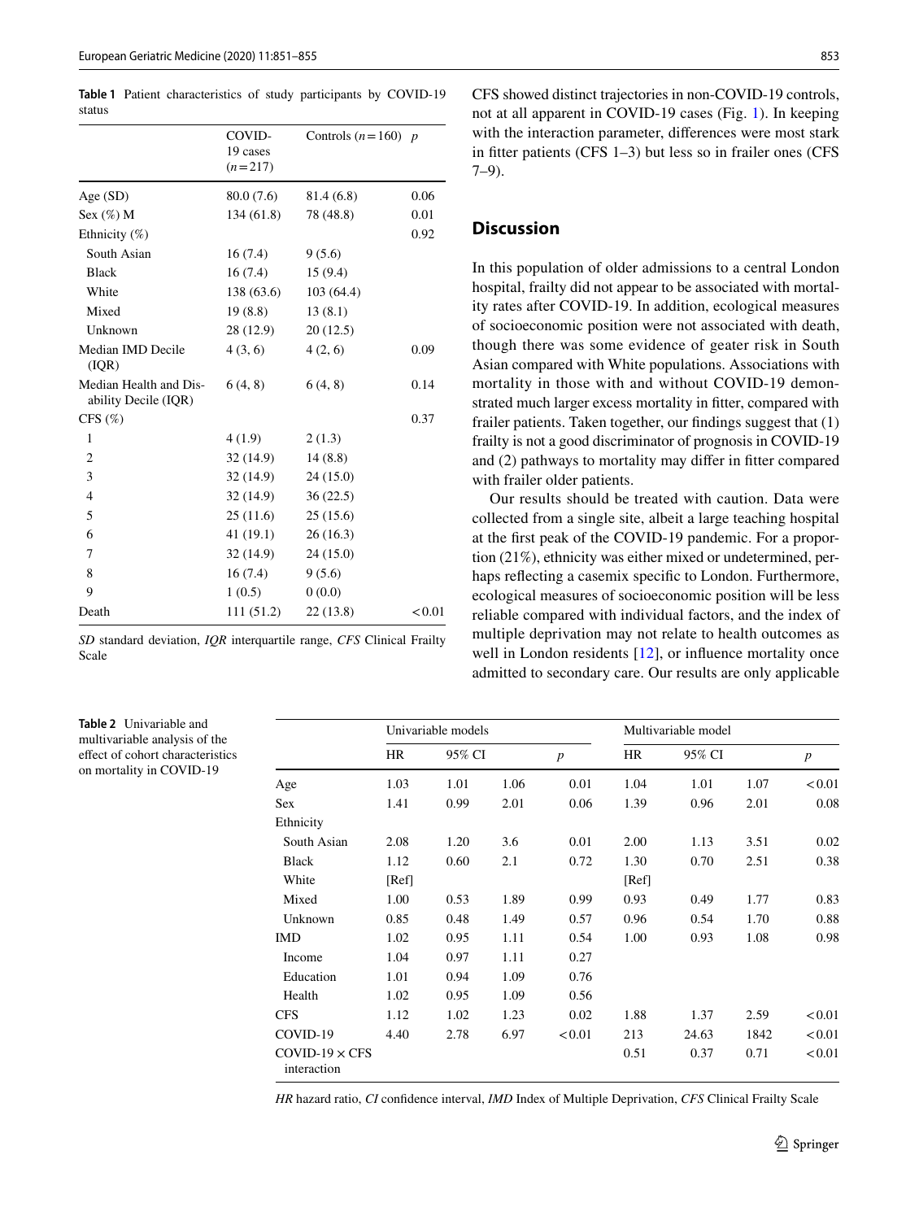**Table 1** Patient characteristics of study participants by COVID-19 status

| | COVID-19 cases ($n=217$) | Controls ($n=160$) | $p$ |
|---|---|---|---|
| Age (SD) | 80.0 (7.6) | 81.4 (6.8) | 0.06 |
| Sex (%) M | 134 (61.8) | 78 (48.8) | 0.01 |
| Ethnicity (%) | | | 0.92 |
| South Asian | 16 (7.4) | 9 (5.6) | |
| Black | 16 (7.4) | 15 (9.4) | |
| White | 138 (63.6) | 103 (64.4) | |
| Mixed | 19 (8.8) | 13 (8.1) | |
| Unknown | 28 (12.9) | 20 (12.5) | |
| Median IMD Decile (IQR) | 4 (3, 6) | 4 (2, 6) | 0.09 |
| Median Health and Disability Decile (IQR) | 6 (4, 8) | 6 (4, 8) | 0.14 |
| CFS (%) | | | 0.37 |
| 1 | 4 (1.9) | 2 (1.3) | |
| 2 | 32 (14.9) | 14 (8.8) | |
| 3 | 32 (14.9) | 24 (15.0) | |
| 4 | 32 (14.9) | 36 (22.5) | |
| 5 | 25 (11.6) | 25 (15.6) | |
| 6 | 41 (19.1) | 26 (16.3) | |
| 7 | 32 (14.9) | 24 (15.0) | |
| 8 | 16 (7.4) | 9 (5.6) | |
| 9 | 1 (0.5) | 0 (0.0) | |
| Death | 111 (51.2) | 22 (13.8) | <0.01 |

*SD* standard deviation, *IQR* interquartile range, *CFS* Clinical Frailty Scale

CFS showed distinct trajectories in non-COVID-19 controls, not at all apparent in COVID-19 cases (Fig. 1). In keeping with the interaction parameter, differences were most stark in fitter patients (CFS 1–3) but less so in frailer ones (CFS 7–9).

## Discussion

In this population of older admissions to a central London hospital, frailty did not appear to be associated with mortality rates after COVID-19. In addition, ecological measures of socioeconomic position were not associated with death, though there was some evidence of geater risk in South Asian compared with White populations. Associations with mortality in those with and without COVID-19 demonstrated much larger excess mortality in fitter, compared with frailer patients. Taken together, our findings suggest that (1) frailty is not a good discriminator of prognosis in COVID-19 and (2) pathways to mortality may differ in fitter compared with frailer older patients.

Our results should be treated with caution. Data were collected from a single site, albeit a large teaching hospital at the first peak of the COVID-19 pandemic. For a proportion (21%), ethnicity was either mixed or undetermined, perhaps reflecting a casemix specific to London. Furthermore, ecological measures of socioeconomic position will be less reliable compared with individual factors, and the index of multiple deprivation may not relate to health outcomes as well in London residents [12], or influence mortality once admitted to secondary care. Our results are only applicable

**Table 2** Univariable and multivariable analysis of the effect of cohort characteristics on mortality in COVID-19

| | Univariable models | | | | Multivariable model | | | |
|---|---|---|---|---|---|---|---|---|
| | HR | 95% CI | | $p$ | HR | 95% CI | | $p$ |
| Age | 1.03 | 1.01 | 1.06 | 0.01 | 1.04 | 1.01 | 1.07 | <0.01 |
| Sex | 1.41 | 0.99 | 2.01 | 0.06 | 1.39 | 0.96 | 2.01 | 0.08 |
| Ethnicity | | | | | | | | |
| South Asian | 2.08 | 1.20 | 3.6 | 0.01 | 2.00 | 1.13 | 3.51 | 0.02 |
| Black | 1.12 | 0.60 | 2.1 | 0.72 | 1.30 | 0.70 | 2.51 | 0.38 |
| White | [Ref] | | | | [Ref] | | | |
| Mixed | 1.00 | 0.53 | 1.89 | 0.99 | 0.93 | 0.49 | 1.77 | 0.83 |
| Unknown | 0.85 | 0.48 | 1.49 | 0.57 | 0.96 | 0.54 | 1.70 | 0.88 |
| IMD | 1.02 | 0.95 | 1.11 | 0.54 | 1.00 | 0.93 | 1.08 | 0.98 |
| Income | 1.04 | 0.97 | 1.11 | 0.27 | | | | |
| Education | 1.01 | 0.94 | 1.09 | 0.76 | | | | |
| Health | 1.02 | 0.95 | 1.09 | 0.56 | | | | |
| CFS | 1.12 | 1.02 | 1.23 | 0.02 | 1.88 | 1.37 | 2.59 | <0.01 |
| COVID-19 | 4.40 | 2.78 | 6.97 | <0.01 | 213 | 24.63 | 1842 | <0.01 |
| COVID-19 × CFS interaction | | | | | 0.51 | 0.37 | 0.71 | <0.01 |

*HR* hazard ratio, *CI* confidence interval, *IMD* Index of Multiple Deprivation, *CFS* Clinical Frailty Scale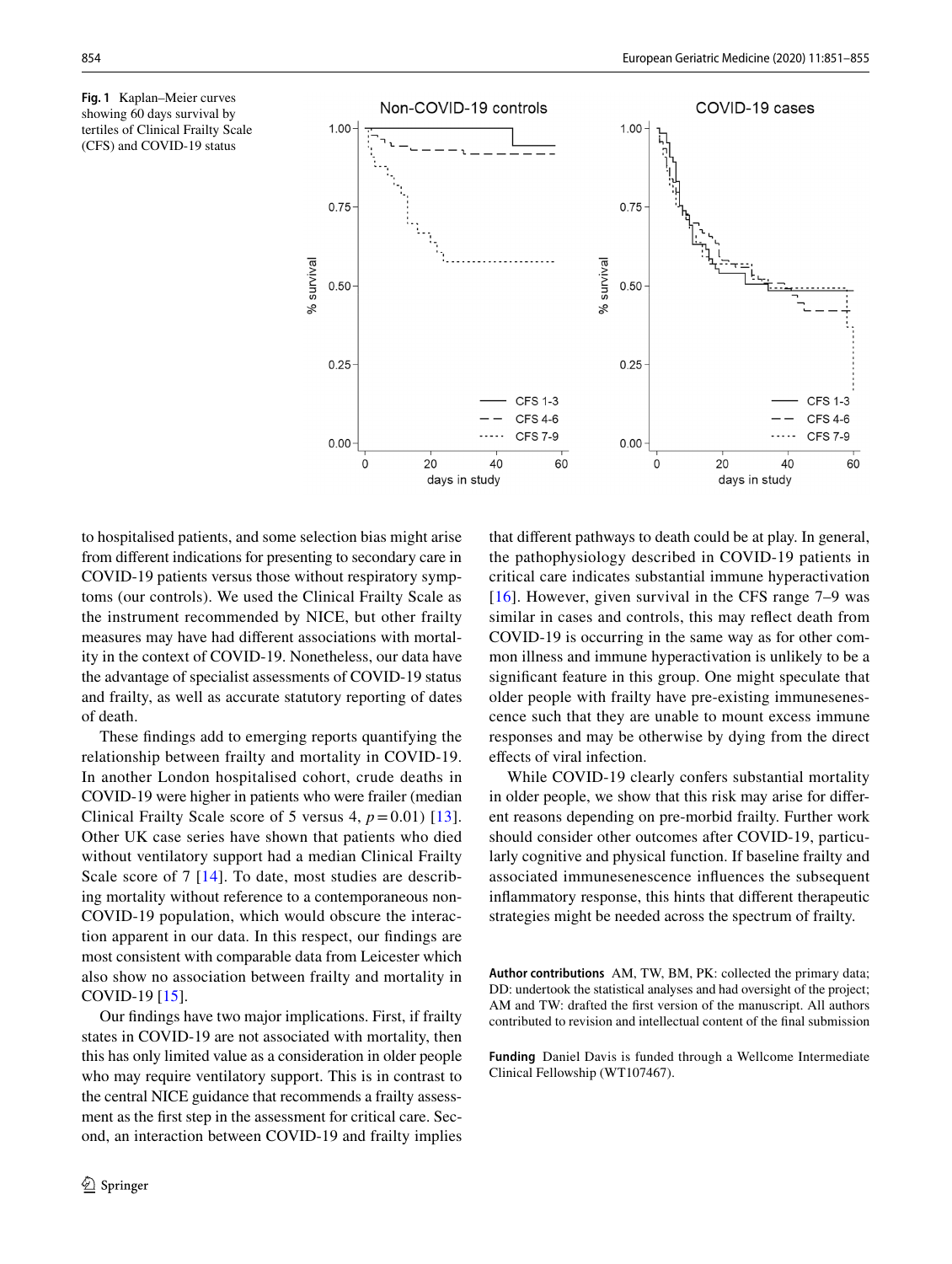**Fig. 1** Kaplan–Meier curves showing 60 days survival by tertiles of Clinical Frailty Scale (CFS) and COVID-19 status

to hospitalised patients, and some selection bias might arise from different indications for presenting to secondary care in COVID-19 patients versus those without respiratory symptoms (our controls). We used the Clinical Frailty Scale as the instrument recommended by NICE, but other frailty measures may have had different associations with mortality in the context of COVID-19. Nonetheless, our data have the advantage of specialist assessments of COVID-19 status and frailty, as well as accurate statutory reporting of dates of death.

These findings add to emerging reports quantifying the relationship between frailty and mortality in COVID-19. In another London hospitalised cohort, crude deaths in COVID-19 were higher in patients who were frailer (median Clinical Frailty Scale score of 5 versus 4, $p = 0.01$) [13]. Other UK case series have shown that patients who died without ventilatory support had a median Clinical Frailty Scale score of 7 [14]. To date, most studies are describing mortality without reference to a contemporaneous non-COVID-19 population, which would obscure the interaction apparent in our data. In this respect, our findings are most consistent with comparable data from Leicester which also show no association between frailty and mortality in COVID-19 [15].

Our findings have two major implications. First, if frailty states in COVID-19 are not associated with mortality, then this has only limited value as a consideration in older people who may require ventilatory support. This is in contrast to the central NICE guidance that recommends a frailty assessment as the first step in the assessment for critical care. Second, an interaction between COVID-19 and frailty implies that different pathways to death could be at play. In general, the pathophysiology described in COVID-19 patients in critical care indicates substantial immune hyperactivation [16]. However, given survival in the CFS range 7–9 was similar in cases and controls, this may reflect death from COVID-19 is occurring in the same way as for other common illness and immune hyperactivation is unlikely to be a significant feature in this group. One might speculate that older people with frailty have pre-existing immunesenescence such that they are unable to mount excess immune responses and may be otherwise by dying from the direct effects of viral infection.

While COVID-19 clearly confers substantial mortality in older people, we show that this risk may arise for different reasons depending on pre-morbid frailty. Further work should consider other outcomes after COVID-19, particularly cognitive and physical function. If baseline frailty and associated immunesenescence influences the subsequent inflammatory response, this hints that different therapeutic strategies might be needed across the spectrum of frailty.

**Author contributions** AM, TW, BM, PK: collected the primary data; DD: undertook the statistical analyses and had oversight of the project; AM and TW: drafted the first version of the manuscript. All authors contributed to revision and intellectual content of the final submission

**Funding** Daniel Davis is funded through a Wellcome Intermediate Clinical Fellowship (WT107467).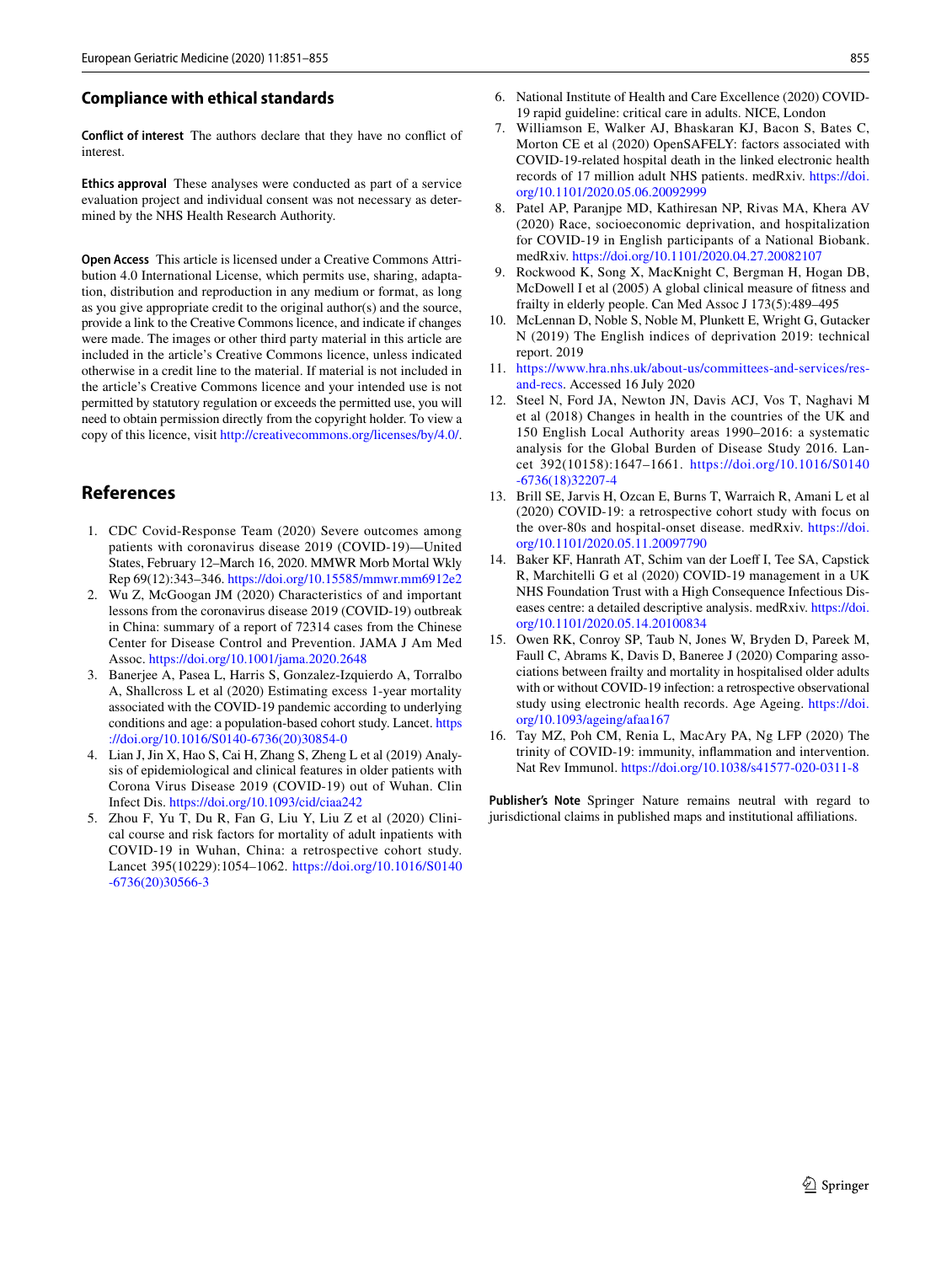## Compliance with ethical standards

**Conflict of interest** The authors declare that they have no conflict of interest.

**Ethics approval** These analyses were conducted as part of a service evaluation project and individual consent was not necessary as determined by the NHS Health Research Authority.

**Open Access** This article is licensed under a Creative Commons Attribution 4.0 International License, which permits use, sharing, adaptation, distribution and reproduction in any medium or format, as long as you give appropriate credit to the original author(s) and the source, provide a link to the Creative Commons licence, and indicate if changes were made. The images or other third party material in this article are included in the article's Creative Commons licence, unless indicated otherwise in a credit line to the material. If material is not included in the article's Creative Commons licence and your intended use is not permitted by statutory regulation or exceeds the permitted use, you will need to obtain permission directly from the copyright holder. To view a copy of this licence, visit http://creativecommons.org/licenses/by/4.0/.

## References

1. CDC Covid-Response Team (2020) Severe outcomes among patients with coronavirus disease 2019 (COVID-19)—United States, February 12–March 16, 2020. MMWR Morb Mortal Wkly Rep 69(12):343–346. https://doi.org/10.15585/mmwr.mm6912e2
2. Wu Z, McGoogan JM (2020) Characteristics of and important lessons from the coronavirus disease 2019 (COVID-19) outbreak in China: summary of a report of 72314 cases from the Chinese Center for Disease Control and Prevention. JAMA J Am Med Assoc. https://doi.org/10.1001/jama.2020.2648
3. Banerjee A, Pasea L, Harris S, Gonzalez-Izquierdo A, Torralbo A, Shallcross L et al (2020) Estimating excess 1-year mortality associated with the COVID-19 pandemic according to underlying conditions and age: a population-based cohort study. Lancet. https://doi.org/10.1016/S0140-6736(20)30854-0
4. Lian J, Jin X, Hao S, Cai H, Zhang S, Zheng L et al (2019) Analysis of epidemiological and clinical features in older patients with Corona Virus Disease 2019 (COVID-19) out of Wuhan. Clin Infect Dis. https://doi.org/10.1093/cid/ciaa242
5. Zhou F, Yu T, Du R, Fan G, Liu Y, Liu Z et al (2020) Clinical course and risk factors for mortality of adult inpatients with COVID-19 in Wuhan, China: a retrospective cohort study. Lancet 395(10229):1054–1062. https://doi.org/10.1016/S0140-6736(20)30566-3
6. National Institute of Health and Care Excellence (2020) COVID-19 rapid guideline: critical care in adults. NICE, London
7. Williamson E, Walker AJ, Bhaskaran KJ, Bacon S, Bates C, Morton CE et al (2020) OpenSAFELY: factors associated with COVID-19-related hospital death in the linked electronic health records of 17 million adult NHS patients. medRxiv. https://doi.org/10.1101/2020.05.06.20092999
8. Patel AP, Paranjpe MD, Kathiresan NP, Rivas MA, Khera AV (2020) Race, socioeconomic deprivation, and hospitalization for COVID-19 in English participants of a National Biobank. medRxiv. https://doi.org/10.1101/2020.04.27.20082107
9. Rockwood K, Song X, MacKnight C, Bergman H, Hogan DB, McDowell I et al (2005) A global clinical measure of fitness and frailty in elderly people. Can Med Assoc J 173(5):489–495
10. McLennan D, Noble S, Noble M, Plunkett E, Wright G, Gutacker N (2019) The English indices of deprivation 2019: technical report. 2019
11. https://www.hra.nhs.uk/about-us/committees-and-services/res-and-recs. Accessed 16 July 2020
12. Steel N, Ford JA, Newton JN, Davis ACJ, Vos T, Naghavi M et al (2018) Changes in health in the countries of the UK and 150 English Local Authority areas 1990–2016: a systematic analysis for the Global Burden of Disease Study 2016. Lancet 392(10158):1647–1661. https://doi.org/10.1016/S0140-6736(18)32207-4
13. Brill SE, Jarvis H, Ozcan E, Burns T, Warraich R, Amani L et al (2020) COVID-19: a retrospective cohort study with focus on the over-80s and hospital-onset disease. medRxiv. https://doi.org/10.1101/2020.05.11.20097790
14. Baker KF, Hanrath AT, Schim van der Loeff I, Tee SA, Capstick R, Marchitelli G et al (2020) COVID-19 management in a UK NHS Foundation Trust with a High Consequence Infectious Diseases centre: a detailed descriptive analysis. medRxiv. https://doi.org/10.1101/2020.05.14.20100834
15. Owen RK, Conroy SP, Taub N, Jones W, Bryden D, Pareek M, Faull C, Abrams K, Davis D, Baneree J (2020) Comparing associations between frailty and mortality in hospitalised older adults with or without COVID-19 infection: a retrospective observational study using electronic health records. Age Ageing. https://doi.org/10.1093/ageing/afaa167
16. Tay MZ, Poh CM, Renia L, MacAry PA, Ng LFP (2020) The trinity of COVID-19: immunity, inflammation and intervention. Nat Rev Immunol. https://doi.org/10.1038/s41577-020-0311-8

**Publisher's Note** Springer Nature remains neutral with regard to jurisdictional claims in published maps and institutional affiliations.